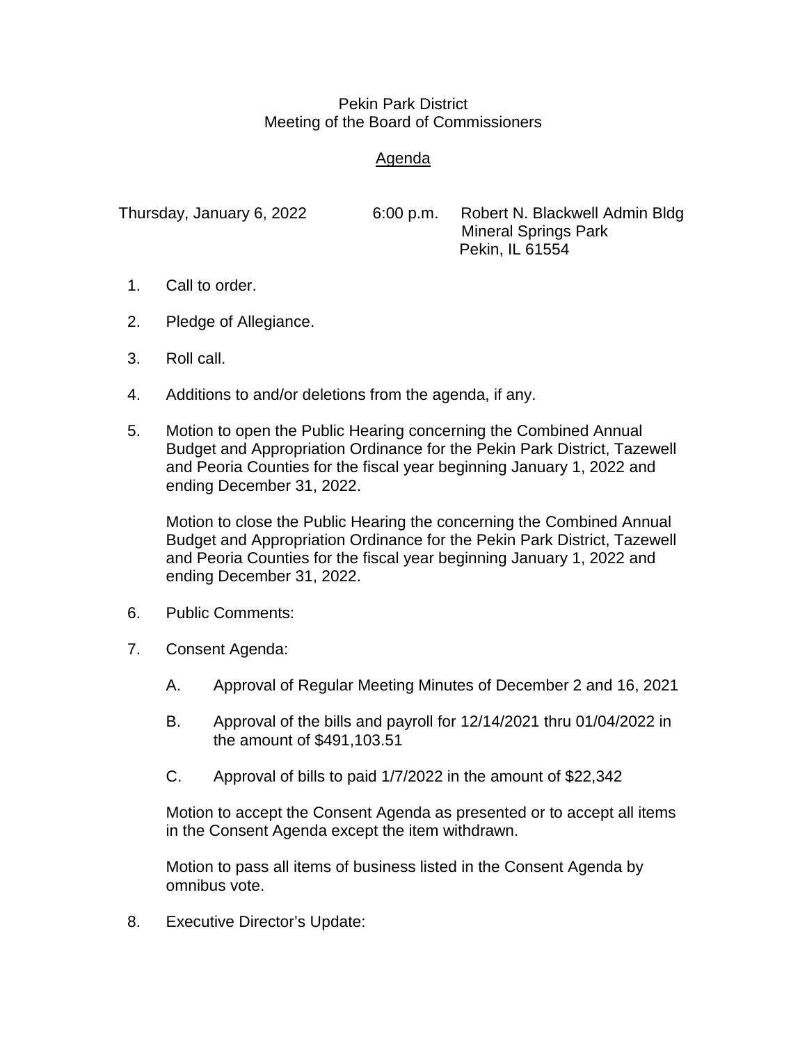Pekin Park District
Meeting of the Board of Commissioners

Agenda

Thursday, January 6, 2022 6:00 p.m. Robert N. Blackwell Admin Bldg
Mineral Springs Park
Pekin, IL 61554

1. Call to order.

2. Pledge of Allegiance.

3. Roll call.

4. Additions to and/or deletions from the agenda, if any.

5. Motion to open the Public Hearing concerning the Combined Annual Budget and Appropriation Ordinance for the Pekin Park District, Tazewell and Peoria Counties for the fiscal year beginning January 1, 2022 and ending December 31, 2022.

   Motion to close the Public Hearing the concerning the Combined Annual Budget and Appropriation Ordinance for the Pekin Park District, Tazewell and Peoria Counties for the fiscal year beginning January 1, 2022 and ending December 31, 2022.

6. Public Comments:

7. Consent Agenda:

   A. Approval of Regular Meeting Minutes of December 2 and 16, 2021

   B. Approval of the bills and payroll for 12/14/2021 thru 01/04/2022 in the amount of $491,103.51

   C. Approval of bills to paid 1/7/2022 in the amount of $22,342

   Motion to accept the Consent Agenda as presented or to accept all items in the Consent Agenda except the item withdrawn.

   Motion to pass all items of business listed in the Consent Agenda by omnibus vote.

8. Executive Director's Update: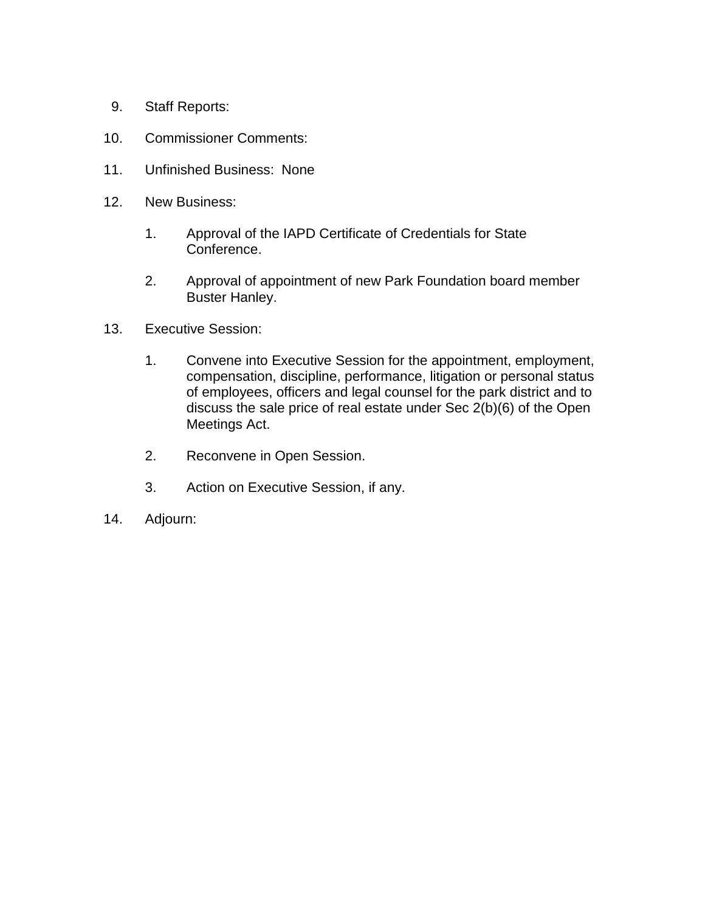9. Staff Reports:

10. Commissioner Comments:

11. Unfinished Business: None

12. New Business:

    1. Approval of the IAPD Certificate of Credentials for State Conference.

    2. Approval of appointment of new Park Foundation board member Buster Hanley.

13. Executive Session:

    1. Convene into Executive Session for the appointment, employment, compensation, discipline, performance, litigation or personal status of employees, officers and legal counsel for the park district and to discuss the sale price of real estate under Sec 2(b)(6) of the Open Meetings Act.

    2. Reconvene in Open Session.

    3. Action on Executive Session, if any.

14. Adjourn: